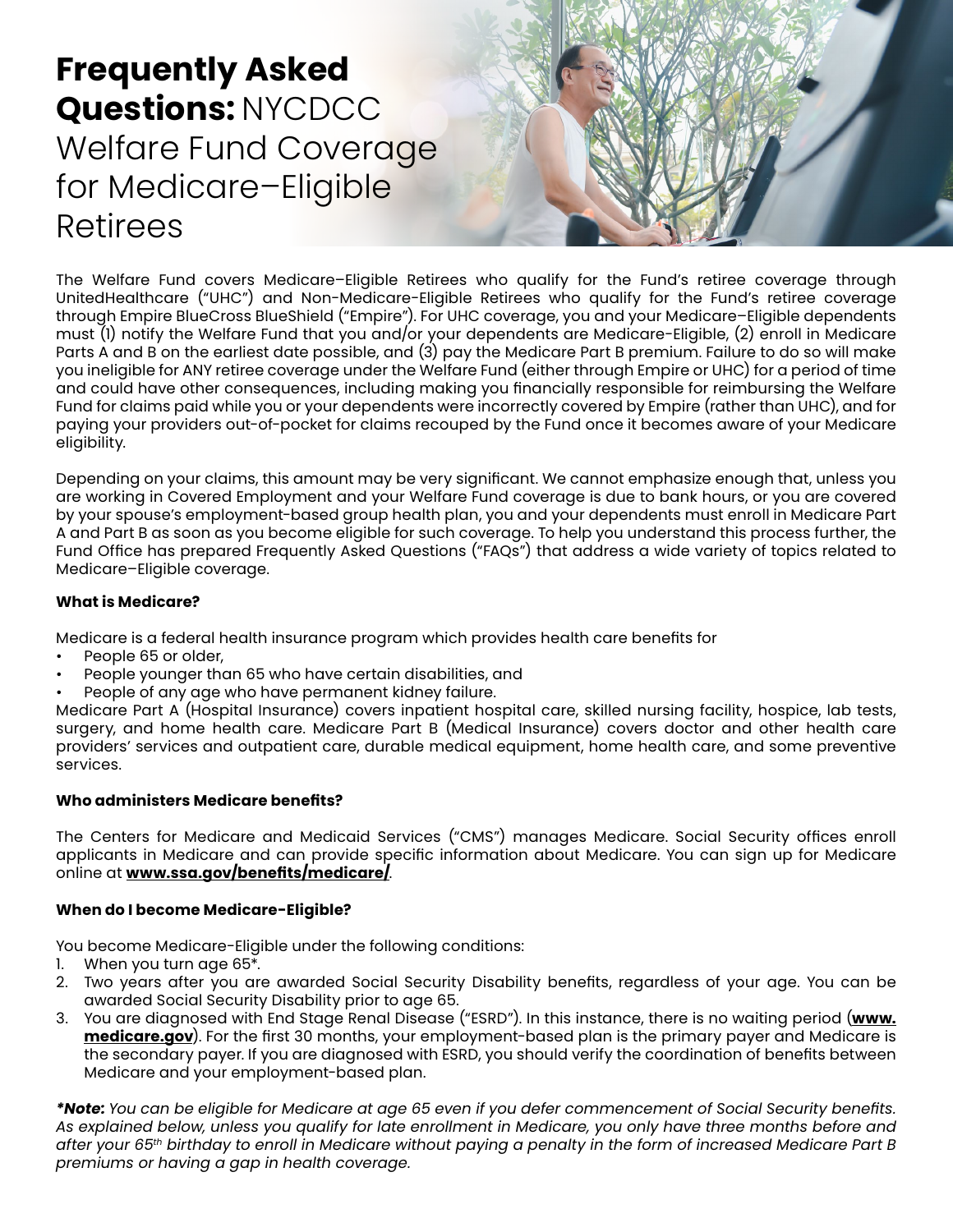# **Frequently Asked Questions:** NYCDCC Welfare Fund Coverage for Medicare–Eligible Retirees

The Welfare Fund covers Medicare–Eligible Retirees who qualify for the Fund's retiree coverage through UnitedHealthcare ("UHC") and Non-Medicare-Eligible Retirees who qualify for the Fund's retiree coverage through Empire BlueCross BlueShield ("Empire"). For UHC coverage, you and your Medicare–Eligible dependents must (1) notify the Welfare Fund that you and/or your dependents are Medicare-Eligible, (2) enroll in Medicare Parts A and B on the earliest date possible, and (3) pay the Medicare Part B premium. Failure to do so will make you ineligible for ANY retiree coverage under the Welfare Fund (either through Empire or UHC) for a period of time and could have other consequences, including making you financially responsible for reimbursing the Welfare Fund for claims paid while you or your dependents were incorrectly covered by Empire (rather than UHC), and for paying your providers out-of-pocket for claims recouped by the Fund once it becomes aware of your Medicare eligibility.

Depending on your claims, this amount may be very significant. We cannot emphasize enough that, unless you are working in Covered Employment and your Welfare Fund coverage is due to bank hours, or you are covered by your spouse's employment-based group health plan, you and your dependents must enroll in Medicare Part A and Part B as soon as you become eligible for such coverage. To help you understand this process further, the Fund Office has prepared Frequently Asked Questions ("FAQs") that address a wide variety of topics related to Medicare–Eligible coverage.

**What is Medicare?**

Medicare is a federal health insurance program which provides health care benefits for

- People 65 or older,
- People younger than 65 who have certain disabilities, and
- People of any age who have permanent kidney failure.

Medicare Part A (Hospital Insurance) covers inpatient hospital care, skilled nursing facility, hospice, lab tests, surgery, and home health care. Medicare Part B (Medical Insurance) covers doctor and other health care providers' services and outpatient care, durable medical equipment, home health care, and some preventive services.

**Who administers Medicare benefits?**

The Centers for Medicare and Medicaid Services ("CMS") manages Medicare. Social Security offices enroll applicants in Medicare and can provide specific information about Medicare. You can sign up for Medicare online at **www.ssa.gov/benefits/medicare/**.

**When do I become Medicare-Eligible?**

You become Medicare-Eligible under the following conditions:

1. When you turn age 65*.
2. Two years after you are awarded Social Security Disability benefits, regardless of your age. You can be awarded Social Security Disability prior to age 65.
3. You are diagnosed with End Stage Renal Disease ("ESRD"). In this instance, there is no waiting period (**www.medicare.gov**). For the first 30 months, your employment-based plan is the primary payer and Medicare is the secondary payer. If you are diagnosed with ESRD, you should verify the coordination of benefits between Medicare and your employment-based plan.

***Note:** *You can be eligible for Medicare at age 65 even if you defer commencement of Social Security benefits. As explained below, unless you qualify for late enrollment in Medicare, you only have three months before and after your 65th birthday to enroll in Medicare without paying a penalty in the form of increased Medicare Part B premiums or having a gap in health coverage.*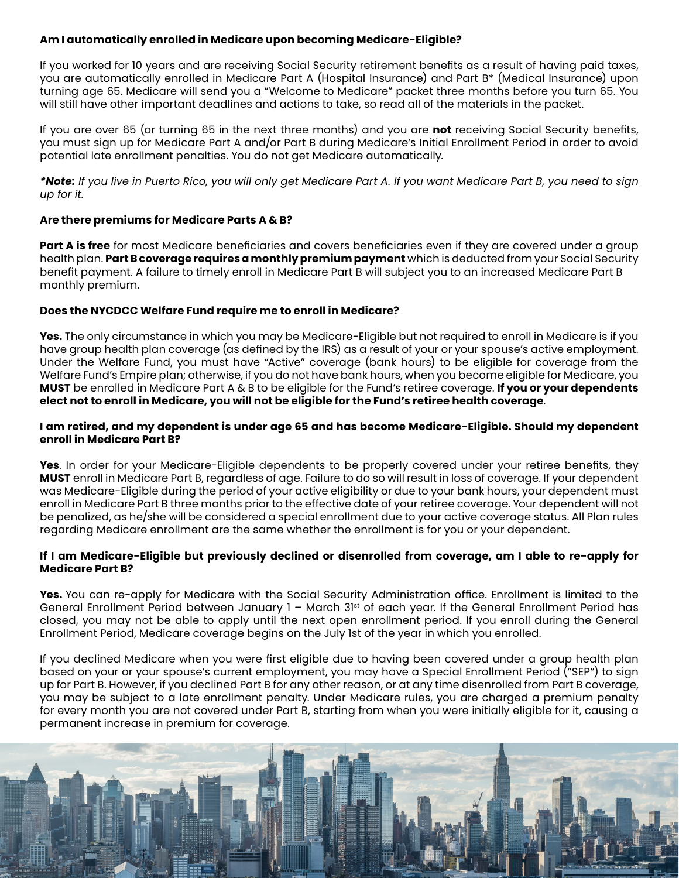**Am I automatically enrolled in Medicare upon becoming Medicare-Eligible?**

If you worked for 10 years and are receiving Social Security retirement benefits as a result of having paid taxes, you are automatically enrolled in Medicare Part A (Hospital Insurance) and Part B* (Medical Insurance) upon turning age 65. Medicare will send you a "Welcome to Medicare" packet three months before you turn 65. You will still have other important deadlines and actions to take, so read all of the materials in the packet.

If you are over 65 (or turning 65 in the next three months) and you are **not** receiving Social Security benefits, you must sign up for Medicare Part A and/or Part B during Medicare's Initial Enrollment Period in order to avoid potential late enrollment penalties. You do not get Medicare automatically.

***Note:** If you live in Puerto Rico, you will only get Medicare Part A. If you want Medicare Part B, you need to sign up for it.*

**Are there premiums for Medicare Parts A & B?**

**Part A is free** for most Medicare beneficiaries and covers beneficiaries even if they are covered under a group health plan. **Part B coverage requires a monthly premium payment** which is deducted from your Social Security benefit payment. A failure to timely enroll in Medicare Part B will subject you to an increased Medicare Part B monthly premium.

**Does the NYCDCC Welfare Fund require me to enroll in Medicare?**

**Yes.** The only circumstance in which you may be Medicare-Eligible but not required to enroll in Medicare is if you have group health plan coverage (as defined by the IRS) as a result of your or your spouse's active employment. Under the Welfare Fund, you must have "Active" coverage (bank hours) to be eligible for coverage from the Welfare Fund's Empire plan; otherwise, if you do not have bank hours, when you become eligible for Medicare, you **MUST** be enrolled in Medicare Part A & B to be eligible for the Fund's retiree coverage. **If you or your dependents elect not to enroll in Medicare, you will not be eligible for the Fund's retiree health coverage**.

**I am retired, and my dependent is under age 65 and has become Medicare-Eligible. Should my dependent enroll in Medicare Part B?**

**Yes**. In order for your Medicare-Eligible dependents to be properly covered under your retiree benefits, they **MUST** enroll in Medicare Part B, regardless of age. Failure to do so will result in loss of coverage. If your dependent was Medicare-Eligible during the period of your active eligibility or due to your bank hours, your dependent must enroll in Medicare Part B three months prior to the effective date of your retiree coverage. Your dependent will not be penalized, as he/she will be considered a special enrollment due to your active coverage status. All Plan rules regarding Medicare enrollment are the same whether the enrollment is for you or your dependent.

**If I am Medicare-Eligible but previously declined or disenrolled from coverage, am I able to re-apply for Medicare Part B?**

**Yes.** You can re-apply for Medicare with the Social Security Administration office. Enrollment is limited to the General Enrollment Period between January 1 – March 31st of each year. If the General Enrollment Period has closed, you may not be able to apply until the next open enrollment period. If you enroll during the General Enrollment Period, Medicare coverage begins on the July 1st of the year in which you enrolled.

If you declined Medicare when you were first eligible due to having been covered under a group health plan based on your or your spouse's current employment, you may have a Special Enrollment Period ("SEP") to sign up for Part B. However, if you declined Part B for any other reason, or at any time disenrolled from Part B coverage, you may be subject to a late enrollment penalty. Under Medicare rules, you are charged a premium penalty for every month you are not covered under Part B, starting from when you were initially eligible for it, causing a permanent increase in premium for coverage.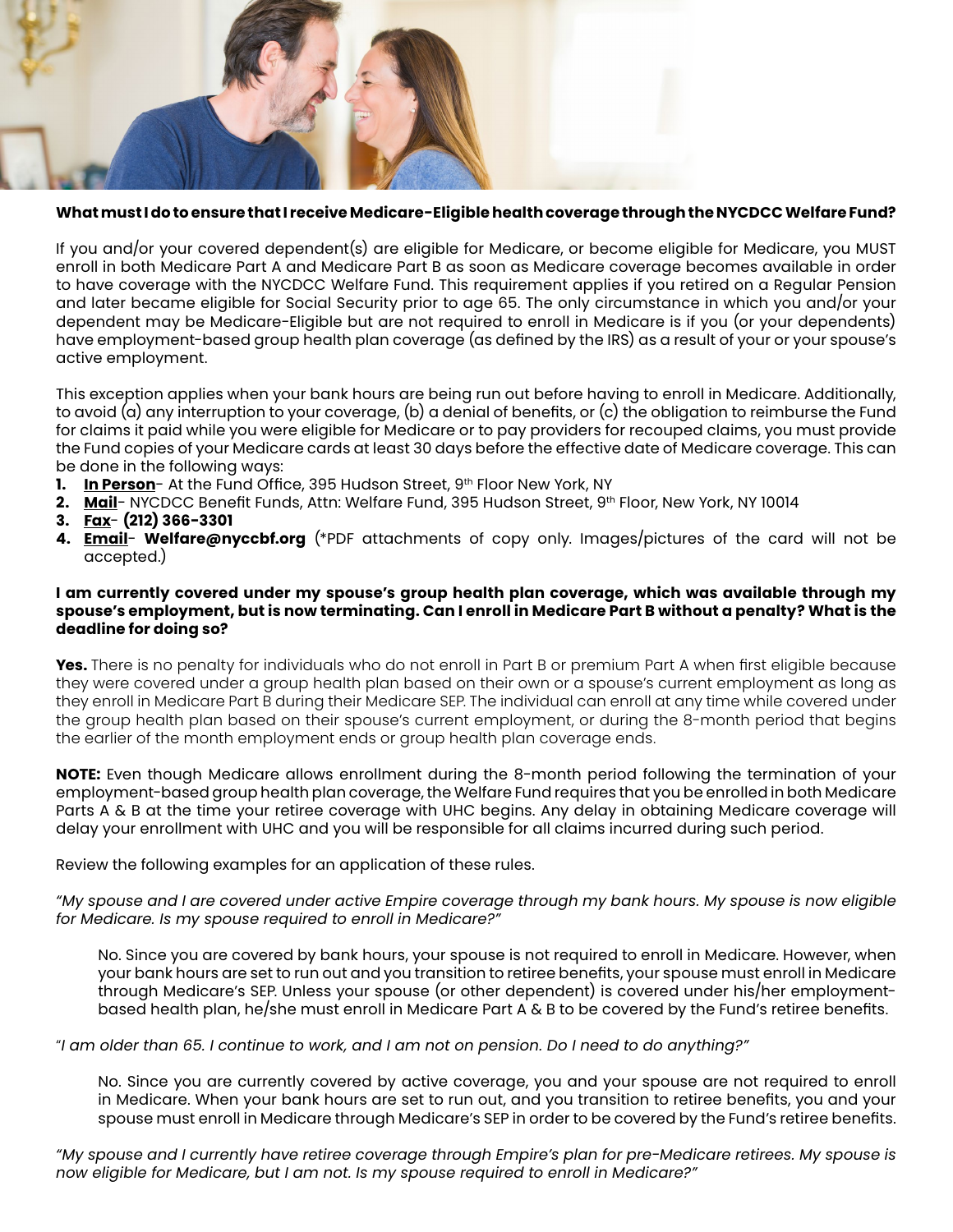**What must I do to ensure that I receive Medicare-Eligible health coverage through the NYCDCC Welfare Fund?**

If you and/or your covered dependent(s) are eligible for Medicare, or become eligible for Medicare, you MUST enroll in both Medicare Part A and Medicare Part B as soon as Medicare coverage becomes available in order to have coverage with the NYCDCC Welfare Fund. This requirement applies if you retired on a Regular Pension and later became eligible for Social Security prior to age 65. The only circumstance in which you and/or your dependent may be Medicare-Eligible but are not required to enroll in Medicare is if you (or your dependents) have employment-based group health plan coverage (as defined by the IRS) as a result of your or your spouse's active employment.

This exception applies when your bank hours are being run out before having to enroll in Medicare. Additionally, to avoid (a) any interruption to your coverage, (b) a denial of benefits, or (c) the obligation to reimburse the Fund for claims it paid while you were eligible for Medicare or to pay providers for recouped claims, you must provide the Fund copies of your Medicare cards at least 30 days before the effective date of Medicare coverage. This can be done in the following ways:

1. **<u>In Person</u>**- At the Fund Office, 395 Hudson Street, 9th Floor New York, NY
2. **<u>Mail</u>**- NYCDCC Benefit Funds, Attn: Welfare Fund, 395 Hudson Street, 9th Floor, New York, NY 10014
3. **<u>Fax</u>**- **(212) 366-3301**
4. **<u>Email</u>**- **Welfare@nyccbf.org** (*PDF attachments of copy only. Images/pictures of the card will not be accepted.)

**I am currently covered under my spouse's group health plan coverage, which was available through my spouse's employment, but is now terminating. Can I enroll in Medicare Part B without a penalty? What is the deadline for doing so?**

**Yes.** There is no penalty for individuals who do not enroll in Part B or premium Part A when first eligible because they were covered under a group health plan based on their own or a spouse's current employment as long as they enroll in Medicare Part B during their Medicare SEP. The individual can enroll at any time while covered under the group health plan based on their spouse's current employment, or during the 8-month period that begins the earlier of the month employment ends or group health plan coverage ends.

**NOTE:** Even though Medicare allows enrollment during the 8-month period following the termination of your employment-based group health plan coverage, the Welfare Fund requires that you be enrolled in both Medicare Parts A & B at the time your retiree coverage with UHC begins. Any delay in obtaining Medicare coverage will delay your enrollment with UHC and you will be responsible for all claims incurred during such period.

Review the following examples for an application of these rules.

*"My spouse and I are covered under active Empire coverage through my bank hours. My spouse is now eligible for Medicare. Is my spouse required to enroll in Medicare?"*

> No. Since you are covered by bank hours, your spouse is not required to enroll in Medicare. However, when your bank hours are set to run out and you transition to retiree benefits, your spouse must enroll in Medicare through Medicare's SEP. Unless your spouse (or other dependent) is covered under his/her employment-based health plan, he/she must enroll in Medicare Part A & B to be covered by the Fund's retiree benefits.

*"I am older than 65. I continue to work, and I am not on pension. Do I need to do anything?"*

> No. Since you are currently covered by active coverage, you and your spouse are not required to enroll in Medicare. When your bank hours are set to run out, and you transition to retiree benefits, you and your spouse must enroll in Medicare through Medicare's SEP in order to be covered by the Fund's retiree benefits.

*"My spouse and I currently have retiree coverage through Empire's plan for pre-Medicare retirees. My spouse is now eligible for Medicare, but I am not. Is my spouse required to enroll in Medicare?"*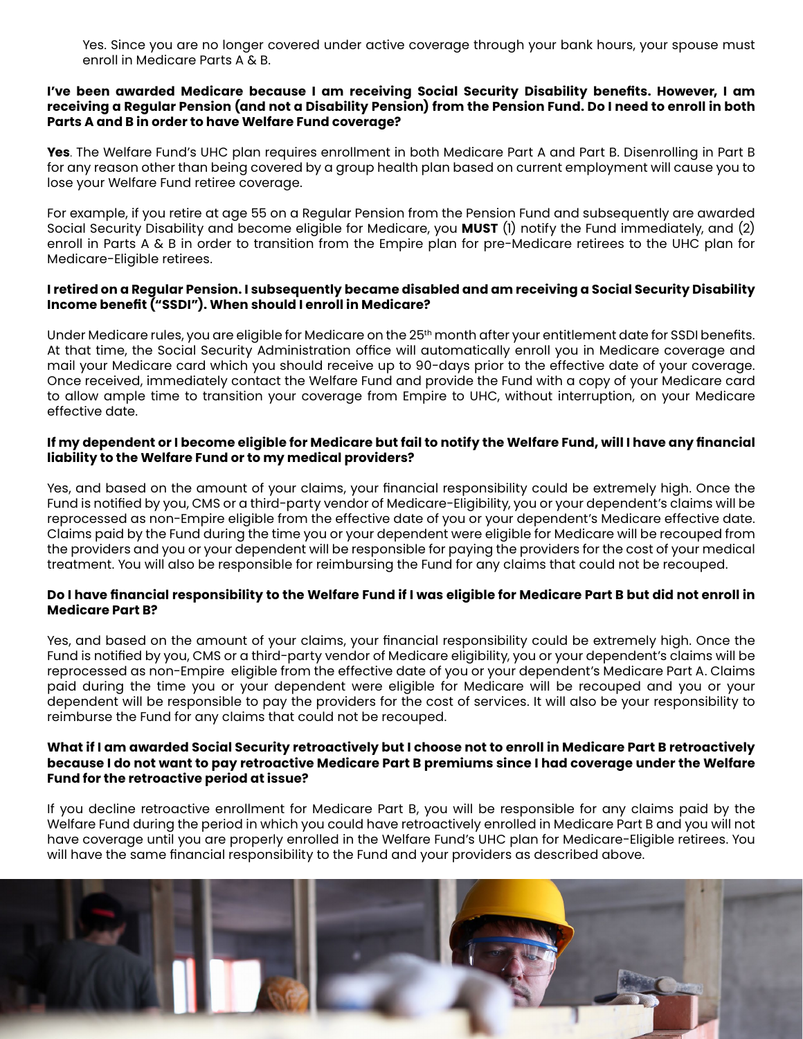Yes. Since you are no longer covered under active coverage through your bank hours, your spouse must enroll in Medicare Parts A & B.

**I've been awarded Medicare because I am receiving Social Security Disability benefits. However, I am receiving a Regular Pension (and not a Disability Pension) from the Pension Fund. Do I need to enroll in both Parts A and B in order to have Welfare Fund coverage?**

**Yes**. The Welfare Fund's UHC plan requires enrollment in both Medicare Part A and Part B. Disenrolling in Part B for any reason other than being covered by a group health plan based on current employment will cause you to lose your Welfare Fund retiree coverage.

For example, if you retire at age 55 on a Regular Pension from the Pension Fund and subsequently are awarded Social Security Disability and become eligible for Medicare, you **MUST** (1) notify the Fund immediately, and (2) enroll in Parts A & B in order to transition from the Empire plan for pre-Medicare retirees to the UHC plan for Medicare-Eligible retirees.

**I retired on a Regular Pension. I subsequently became disabled and am receiving a Social Security Disability Income benefit ("SSDI"). When should I enroll in Medicare?**

Under Medicare rules, you are eligible for Medicare on the 25th month after your entitlement date for SSDI benefits. At that time, the Social Security Administration office will automatically enroll you in Medicare coverage and mail your Medicare card which you should receive up to 90-days prior to the effective date of your coverage. Once received, immediately contact the Welfare Fund and provide the Fund with a copy of your Medicare card to allow ample time to transition your coverage from Empire to UHC, without interruption, on your Medicare effective date.

**If my dependent or I become eligible for Medicare but fail to notify the Welfare Fund, will I have any financial liability to the Welfare Fund or to my medical providers?**

Yes, and based on the amount of your claims, your financial responsibility could be extremely high. Once the Fund is notified by you, CMS or a third-party vendor of Medicare-Eligibility, you or your dependent's claims will be reprocessed as non-Empire eligible from the effective date of you or your dependent's Medicare effective date. Claims paid by the Fund during the time you or your dependent were eligible for Medicare will be recouped from the providers and you or your dependent will be responsible for paying the providers for the cost of your medical treatment. You will also be responsible for reimbursing the Fund for any claims that could not be recouped.

**Do I have financial responsibility to the Welfare Fund if I was eligible for Medicare Part B but did not enroll in Medicare Part B?**

Yes, and based on the amount of your claims, your financial responsibility could be extremely high. Once the Fund is notified by you, CMS or a third-party vendor of Medicare eligibility, you or your dependent's claims will be reprocessed as non-Empire eligible from the effective date of you or your dependent's Medicare Part A. Claims paid during the time you or your dependent were eligible for Medicare will be recouped and you or your dependent will be responsible to pay the providers for the cost of services. It will also be your responsibility to reimburse the Fund for any claims that could not be recouped.

**What if I am awarded Social Security retroactively but I choose not to enroll in Medicare Part B retroactively because I do not want to pay retroactive Medicare Part B premiums since I had coverage under the Welfare Fund for the retroactive period at issue?**

If you decline retroactive enrollment for Medicare Part B, you will be responsible for any claims paid by the Welfare Fund during the period in which you could have retroactively enrolled in Medicare Part B and you will not have coverage until you are properly enrolled in the Welfare Fund's UHC plan for Medicare-Eligible retirees. You will have the same financial responsibility to the Fund and your providers as described above.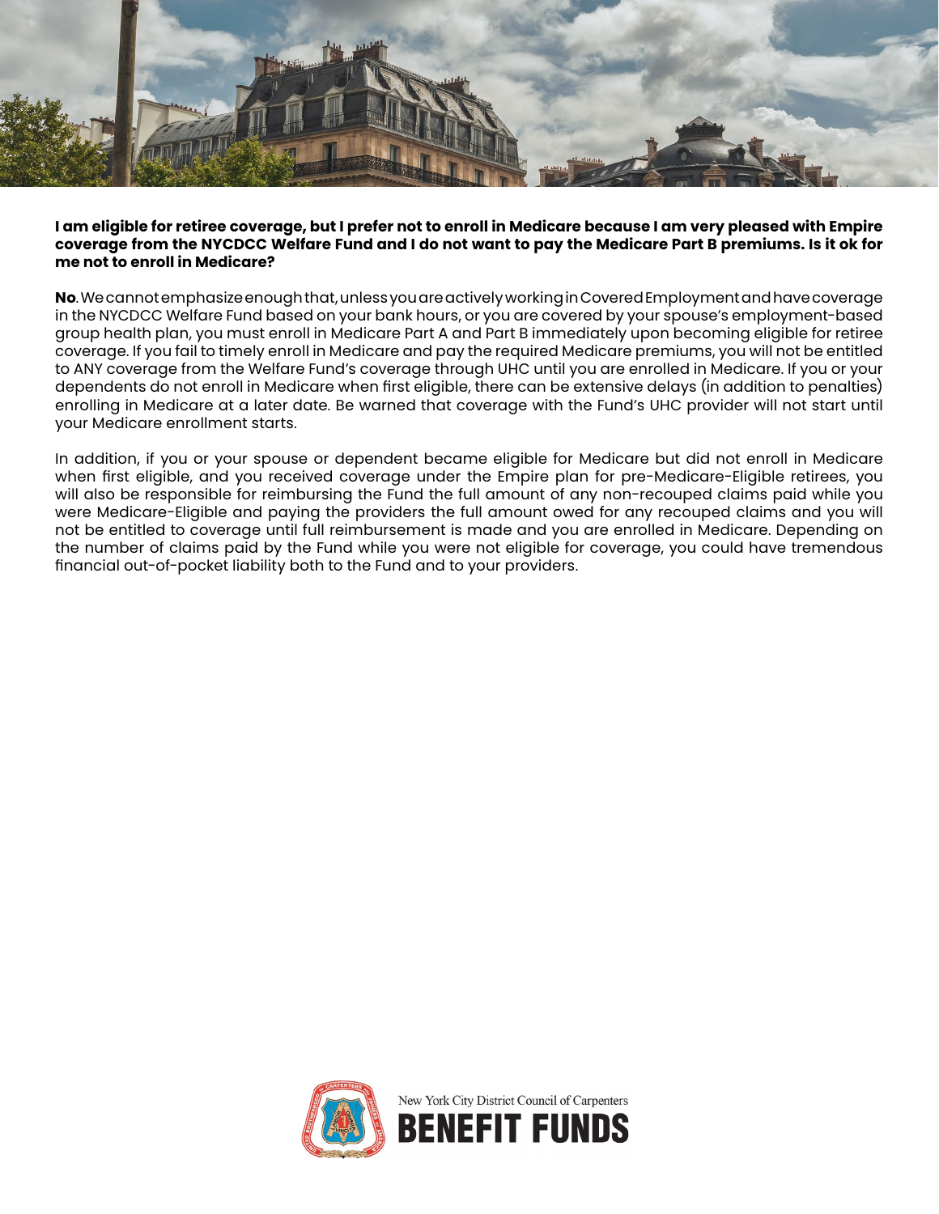**I am eligible for retiree coverage, but I prefer not to enroll in Medicare because I am very pleased with Empire coverage from the NYCDCC Welfare Fund and I do not want to pay the Medicare Part B premiums. Is it ok for me not to enroll in Medicare?**

**No**. We cannot emphasize enough that, unless you are actively working in Covered Employment and have coverage in the NYCDCC Welfare Fund based on your bank hours, or you are covered by your spouse's employment-based group health plan, you must enroll in Medicare Part A and Part B immediately upon becoming eligible for retiree coverage. If you fail to timely enroll in Medicare and pay the required Medicare premiums, you will not be entitled to ANY coverage from the Welfare Fund's coverage through UHC until you are enrolled in Medicare. If you or your dependents do not enroll in Medicare when first eligible, there can be extensive delays (in addition to penalties) enrolling in Medicare at a later date. Be warned that coverage with the Fund's UHC provider will not start until your Medicare enrollment starts.

In addition, if you or your spouse or dependent became eligible for Medicare but did not enroll in Medicare when first eligible, and you received coverage under the Empire plan for pre-Medicare-Eligible retirees, you will also be responsible for reimbursing the Fund the full amount of any non-recouped claims paid while you were Medicare-Eligible and paying the providers the full amount owed for any recouped claims and you will not be entitled to coverage until full reimbursement is made and you are enrolled in Medicare. Depending on the number of claims paid by the Fund while you were not eligible for coverage, you could have tremendous financial out-of-pocket liability both to the Fund and to your providers.

New York City District Council of Carpenters
**BENEFIT FUNDS**